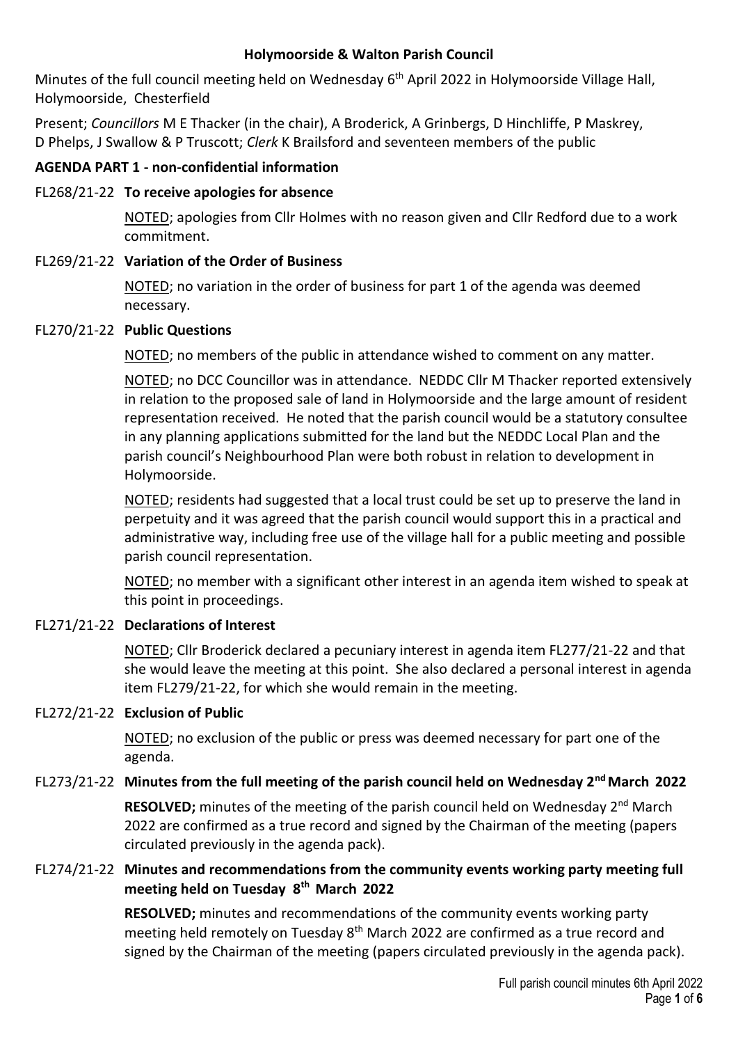**Holymoorside & Walton Parish Council**

Minutes of the full council meeting held on Wednesday 6th April 2022 in Holymoorside Village Hall, Holymoorside, Chesterfield

Present; *Councillors* M E Thacker (in the chair), A Broderick, A Grinbergs, D Hinchliffe, P Maskrey, D Phelps, J Swallow & P Truscott; *Clerk* K Brailsford and seventeen members of the public

**AGENDA PART 1 - non-confidential information**

FL268/21-22 **To receive apologies for absence**

NOTED; apologies from Cllr Holmes with no reason given and Cllr Redford due to a work commitment.

FL269/21-22 **Variation of the Order of Business**

NOTED; no variation in the order of business for part 1 of the agenda was deemed necessary.

FL270/21-22 **Public Questions**

NOTED; no members of the public in attendance wished to comment on any matter.

NOTED; no DCC Councillor was in attendance. NEDDC Cllr M Thacker reported extensively in relation to the proposed sale of land in Holymoorside and the large amount of resident representation received. He noted that the parish council would be a statutory consultee in any planning applications submitted for the land but the NEDDC Local Plan and the parish council's Neighbourhood Plan were both robust in relation to development in Holymoorside.

NOTED; residents had suggested that a local trust could be set up to preserve the land in perpetuity and it was agreed that the parish council would support this in a practical and administrative way, including free use of the village hall for a public meeting and possible parish council representation.

NOTED; no member with a significant other interest in an agenda item wished to speak at this point in proceedings.

FL271/21-22 **Declarations of Interest**

NOTED; Cllr Broderick declared a pecuniary interest in agenda item FL277/21-22 and that she would leave the meeting at this point. She also declared a personal interest in agenda item FL279/21-22, for which she would remain in the meeting.

FL272/21-22 **Exclusion of Public**

NOTED; no exclusion of the public or press was deemed necessary for part one of the agenda.

FL273/21-22 **Minutes from the full meeting of the parish council held on Wednesday 2nd March 2022**

**RESOLVED;** minutes of the meeting of the parish council held on Wednesday 2nd March 2022 are confirmed as a true record and signed by the Chairman of the meeting (papers circulated previously in the agenda pack).

FL274/21-22 **Minutes and recommendations from the community events working party meeting full meeting held on Tuesday 8th March 2022**

**RESOLVED;** minutes and recommendations of the community events working party meeting held remotely on Tuesday 8th March 2022 are confirmed as a true record and signed by the Chairman of the meeting (papers circulated previously in the agenda pack).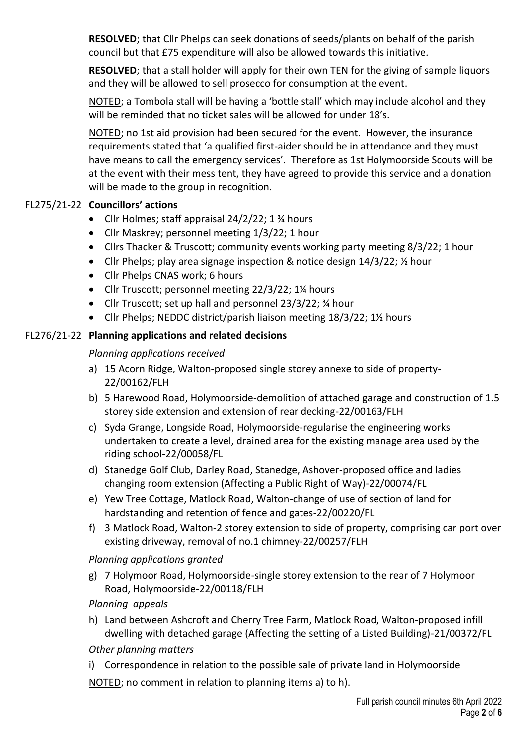**RESOLVED**; that Cllr Phelps can seek donations of seeds/plants on behalf of the parish council but that £75 expenditure will also be allowed towards this initiative.

**RESOLVED**; that a stall holder will apply for their own TEN for the giving of sample liquors and they will be allowed to sell prosecco for consumption at the event.

<u>NOTED</u>; a Tombola stall will be having a 'bottle stall' which may include alcohol and they will be reminded that no ticket sales will be allowed for under 18's.

<u>NOTED</u>; no 1st aid provision had been secured for the event. However, the insurance requirements stated that 'a qualified first-aider should be in attendance and they must have means to call the emergency services'. Therefore as 1st Holymoorside Scouts will be at the event with their mess tent, they have agreed to provide this service and a donation will be made to the group in recognition.

FL275/21-22 **Councillors' actions**

- Cllr Holmes; staff appraisal 24/2/22; 1 ¾ hours
- Cllr Maskrey; personnel meeting 1/3/22; 1 hour
- Cllrs Thacker & Truscott; community events working party meeting 8/3/22; 1 hour
- Cllr Phelps; play area signage inspection & notice design 14/3/22; ½ hour
- Cllr Phelps CNAS work; 6 hours
- Cllr Truscott; personnel meeting 22/3/22; 1¼ hours
- Cllr Truscott; set up hall and personnel 23/3/22; ¾ hour
- Cllr Phelps; NEDDC district/parish liaison meeting 18/3/22; 1½ hours

FL276/21-22 **Planning applications and related decisions**

*Planning applications received*

a) 15 Acorn Ridge, Walton-proposed single storey annexe to side of property-22/00162/FLH
b) 5 Harewood Road, Holymoorside-demolition of attached garage and construction of 1.5 storey side extension and extension of rear decking-22/00163/FLH
c) Syda Grange, Longside Road, Holymoorside-regularise the engineering works undertaken to create a level, drained area for the existing manage area used by the riding school-22/00058/FL
d) Stanedge Golf Club, Darley Road, Stanedge, Ashover-proposed office and ladies changing room extension (Affecting a Public Right of Way)-22/00074/FL
e) Yew Tree Cottage, Matlock Road, Walton-change of use of section of land for hardstanding and retention of fence and gates-22/00220/FL
f) 3 Matlock Road, Walton-2 storey extension to side of property, comprising car port over existing driveway, removal of no.1 chimney-22/00257/FLH

*Planning applications granted*

g) 7 Holymoor Road, Holymoorside-single storey extension to the rear of 7 Holymoor Road, Holymoorside-22/00118/FLH

*Planning appeals*

h) Land between Ashcroft and Cherry Tree Farm, Matlock Road, Walton-proposed infill dwelling with detached garage (Affecting the setting of a Listed Building)-21/00372/FL

*Other planning matters*

i) Correspondence in relation to the possible sale of private land in Holymoorside

<u>NOTED</u>; no comment in relation to planning items a) to h).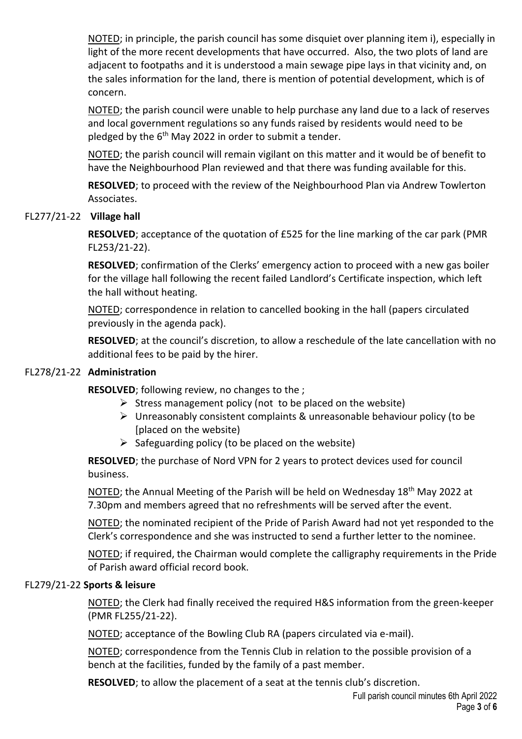<u>NOTED</u>; in principle, the parish council has some disquiet over planning item i), especially in light of the more recent developments that have occurred. Also, the two plots of land are adjacent to footpaths and it is understood a main sewage pipe lays in that vicinity and, on the sales information for the land, there is mention of potential development, which is of concern.

<u>NOTED</u>; the parish council were unable to help purchase any land due to a lack of reserves and local government regulations so any funds raised by residents would need to be pledged by the 6th May 2022 in order to submit a tender.

<u>NOTED</u>; the parish council will remain vigilant on this matter and it would be of benefit to have the Neighbourhood Plan reviewed and that there was funding available for this.

**RESOLVED**; to proceed with the review of the Neighbourhood Plan via Andrew Towlerton Associates.

FL277/21-22 **Village hall**

**RESOLVED**; acceptance of the quotation of £525 for the line marking of the car park (PMR FL253/21-22).

**RESOLVED**; confirmation of the Clerks' emergency action to proceed with a new gas boiler for the village hall following the recent failed Landlord's Certificate inspection, which left the hall without heating.

<u>NOTED</u>; correspondence in relation to cancelled booking in the hall (papers circulated previously in the agenda pack).

**RESOLVED**; at the council's discretion, to allow a reschedule of the late cancellation with no additional fees to be paid by the hirer.

FL278/21-22 **Administration**

**RESOLVED**; following review, no changes to the ;

- Stress management policy (not to be placed on the website)
- Unreasonably consistent complaints & unreasonable behaviour policy (to be [placed on the website)
- Safeguarding policy (to be placed on the website)

**RESOLVED**; the purchase of Nord VPN for 2 years to protect devices used for council business.

<u>NOTED</u>; the Annual Meeting of the Parish will be held on Wednesday 18th May 2022 at 7.30pm and members agreed that no refreshments will be served after the event.

<u>NOTED</u>; the nominated recipient of the Pride of Parish Award had not yet responded to the Clerk's correspondence and she was instructed to send a further letter to the nominee.

<u>NOTED</u>; if required, the Chairman would complete the calligraphy requirements in the Pride of Parish award official record book.

FL279/21-22 **Sports & leisure**

<u>NOTED</u>; the Clerk had finally received the required H&S information from the green-keeper (PMR FL255/21-22).

<u>NOTED</u>; acceptance of the Bowling Club RA (papers circulated via e-mail).

<u>NOTED</u>; correspondence from the Tennis Club in relation to the possible provision of a bench at the facilities, funded by the family of a past member.

**RESOLVED**; to allow the placement of a seat at the tennis club's discretion.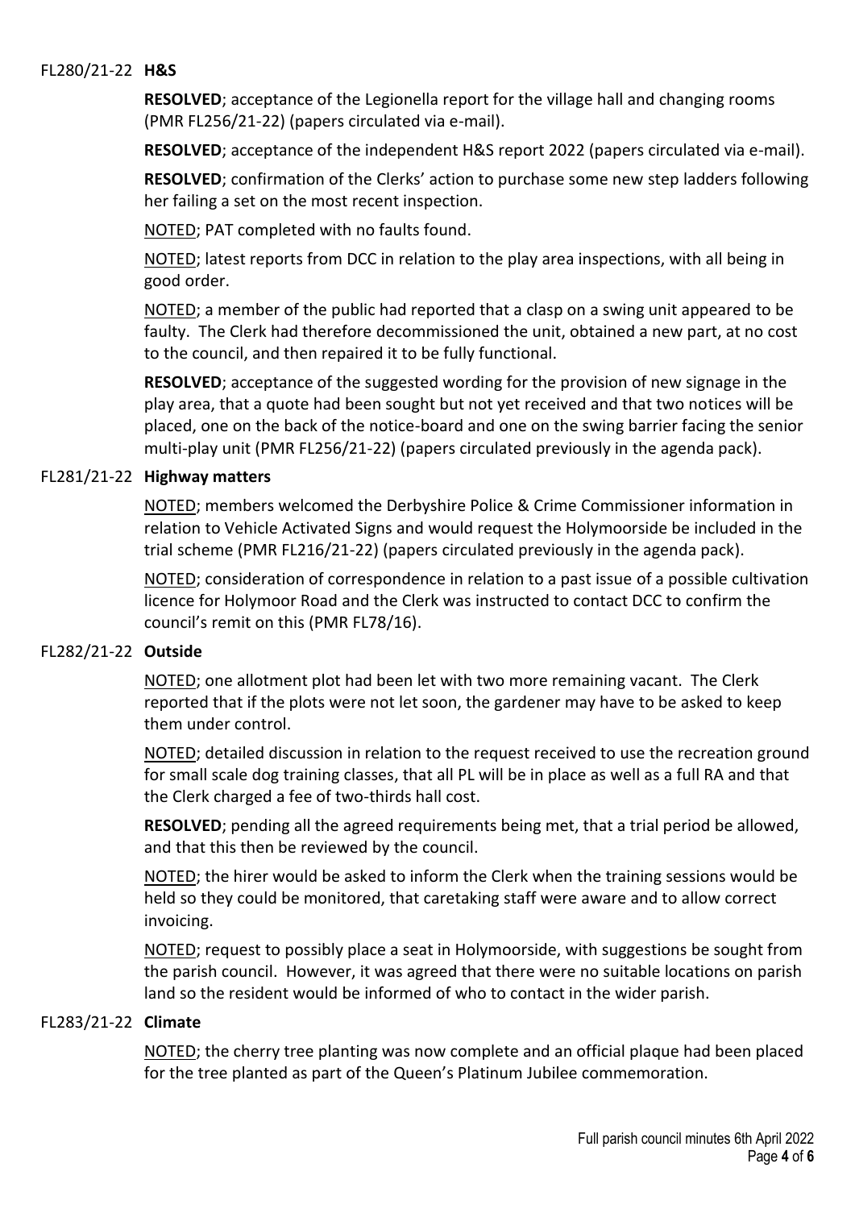FL280/21-22 **H&S**

**RESOLVED**; acceptance of the Legionella report for the village hall and changing rooms (PMR FL256/21-22) (papers circulated via e-mail).

**RESOLVED**; acceptance of the independent H&S report 2022 (papers circulated via e-mail).

**RESOLVED**; confirmation of the Clerks' action to purchase some new step ladders following her failing a set on the most recent inspection.

<u>NOTED</u>; PAT completed with no faults found.

<u>NOTED</u>; latest reports from DCC in relation to the play area inspections, with all being in good order.

<u>NOTED</u>; a member of the public had reported that a clasp on a swing unit appeared to be faulty. The Clerk had therefore decommissioned the unit, obtained a new part, at no cost to the council, and then repaired it to be fully functional.

**RESOLVED**; acceptance of the suggested wording for the provision of new signage in the play area, that a quote had been sought but not yet received and that two notices will be placed, one on the back of the notice-board and one on the swing barrier facing the senior multi-play unit (PMR FL256/21-22) (papers circulated previously in the agenda pack).

FL281/21-22 **Highway matters**

<u>NOTED</u>; members welcomed the Derbyshire Police & Crime Commissioner information in relation to Vehicle Activated Signs and would request the Holymoorside be included in the trial scheme (PMR FL216/21-22) (papers circulated previously in the agenda pack).

<u>NOTED</u>; consideration of correspondence in relation to a past issue of a possible cultivation licence for Holymoor Road and the Clerk was instructed to contact DCC to confirm the council's remit on this (PMR FL78/16).

FL282/21-22 **Outside**

<u>NOTED</u>; one allotment plot had been let with two more remaining vacant. The Clerk reported that if the plots were not let soon, the gardener may have to be asked to keep them under control.

<u>NOTED</u>; detailed discussion in relation to the request received to use the recreation ground for small scale dog training classes, that all PL will be in place as well as a full RA and that the Clerk charged a fee of two-thirds hall cost.

**RESOLVED**; pending all the agreed requirements being met, that a trial period be allowed, and that this then be reviewed by the council.

<u>NOTED</u>; the hirer would be asked to inform the Clerk when the training sessions would be held so they could be monitored, that caretaking staff were aware and to allow correct invoicing.

<u>NOTED</u>; request to possibly place a seat in Holymoorside, with suggestions be sought from the parish council. However, it was agreed that there were no suitable locations on parish land so the resident would be informed of who to contact in the wider parish.

FL283/21-22 **Climate**

<u>NOTED</u>; the cherry tree planting was now complete and an official plaque had been placed for the tree planted as part of the Queen's Platinum Jubilee commemoration.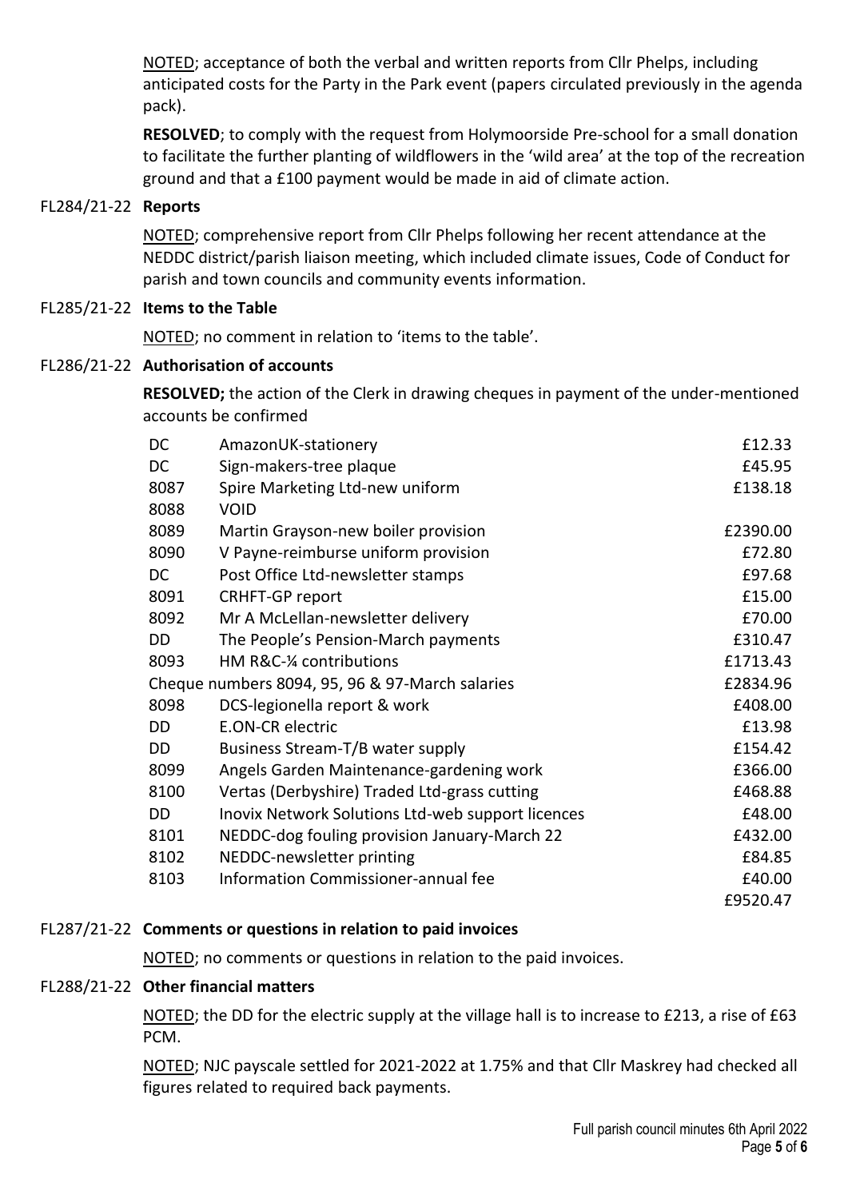NOTED; acceptance of both the verbal and written reports from Cllr Phelps, including anticipated costs for the Party in the Park event (papers circulated previously in the agenda pack).

**RESOLVED**; to comply with the request from Holymoorside Pre-school for a small donation to facilitate the further planting of wildflowers in the 'wild area' at the top of the recreation ground and that a £100 payment would be made in aid of climate action.

FL284/21-22 **Reports**

NOTED; comprehensive report from Cllr Phelps following her recent attendance at the NEDDC district/parish liaison meeting, which included climate issues, Code of Conduct for parish and town councils and community events information.

FL285/21-22 **Items to the Table**

NOTED; no comment in relation to 'items to the table'.

FL286/21-22 **Authorisation of accounts**

**RESOLVED;** the action of the Clerk in drawing cheques in payment of the under-mentioned accounts be confirmed

| | | |
|---|---|---|
| DC | AmazonUK-stationery | £12.33 |
| DC | Sign-makers-tree plaque | £45.95 |
| 8087 | Spire Marketing Ltd-new uniform | £138.18 |
| 8088 | VOID | |
| 8089 | Martin Grayson-new boiler provision | £2390.00 |
| 8090 | V Payne-reimburse uniform provision | £72.80 |
| DC | Post Office Ltd-newsletter stamps | £97.68 |
| 8091 | CRHFT-GP report | £15.00 |
| 8092 | Mr A McLellan-newsletter delivery | £70.00 |
| DD | The People's Pension-March payments | £310.47 |
| 8093 | HM R&C-¼ contributions | £1713.43 |
| Cheque numbers 8094, 95, 96 & 97-March salaries | | £2834.96 |
| 8098 | DCS-legionella report & work | £408.00 |
| DD | E.ON-CR electric | £13.98 |
| DD | Business Stream-T/B water supply | £154.42 |
| 8099 | Angels Garden Maintenance-gardening work | £366.00 |
| 8100 | Vertas (Derbyshire) Traded Ltd-grass cutting | £468.88 |
| DD | Inovix Network Solutions Ltd-web support licences | £48.00 |
| 8101 | NEDDC-dog fouling provision January-March 22 | £432.00 |
| 8102 | NEDDC-newsletter printing | £84.85 |
| 8103 | Information Commissioner-annual fee | £40.00 |
| | | £9520.47 |

FL287/21-22 **Comments or questions in relation to paid invoices**

NOTED; no comments or questions in relation to the paid invoices.

FL288/21-22 **Other financial matters**

NOTED; the DD for the electric supply at the village hall is to increase to £213, a rise of £63 PCM.

NOTED; NJC payscale settled for 2021-2022 at 1.75% and that Cllr Maskrey had checked all figures related to required back payments.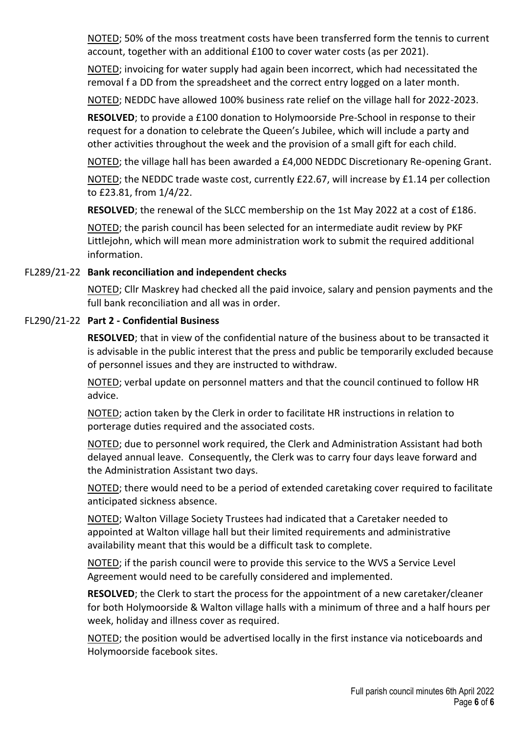<u>NOTED</u>; 50% of the moss treatment costs have been transferred form the tennis to current account, together with an additional £100 to cover water costs (as per 2021).

<u>NOTED</u>; invoicing for water supply had again been incorrect, which had necessitated the removal f a DD from the spreadsheet and the correct entry logged on a later month.

<u>NOTED</u>; NEDDC have allowed 100% business rate relief on the village hall for 2022-2023.

**RESOLVED**; to provide a £100 donation to Holymoorside Pre-School in response to their request for a donation to celebrate the Queen's Jubilee, which will include a party and other activities throughout the week and the provision of a small gift for each child.

<u>NOTED</u>; the village hall has been awarded a £4,000 NEDDC Discretionary Re-opening Grant.

<u>NOTED</u>; the NEDDC trade waste cost, currently £22.67, will increase by £1.14 per collection to £23.81, from 1/4/22.

**RESOLVED**; the renewal of the SLCC membership on the 1st May 2022 at a cost of £186.

<u>NOTED</u>; the parish council has been selected for an intermediate audit review by PKF Littlejohn, which will mean more administration work to submit the required additional information.

FL289/21-22 **Bank reconciliation and independent checks**

<u>NOTED</u>; Cllr Maskrey had checked all the paid invoice, salary and pension payments and the full bank reconciliation and all was in order.

FL290/21-22 **Part 2 - Confidential Business**

**RESOLVED**; that in view of the confidential nature of the business about to be transacted it is advisable in the public interest that the press and public be temporarily excluded because of personnel issues and they are instructed to withdraw.

<u>NOTED</u>; verbal update on personnel matters and that the council continued to follow HR advice.

<u>NOTED</u>; action taken by the Clerk in order to facilitate HR instructions in relation to porterage duties required and the associated costs.

<u>NOTED</u>; due to personnel work required, the Clerk and Administration Assistant had both delayed annual leave. Consequently, the Clerk was to carry four days leave forward and the Administration Assistant two days.

<u>NOTED</u>; there would need to be a period of extended caretaking cover required to facilitate anticipated sickness absence.

<u>NOTED</u>; Walton Village Society Trustees had indicated that a Caretaker needed to appointed at Walton village hall but their limited requirements and administrative availability meant that this would be a difficult task to complete.

<u>NOTED</u>; if the parish council were to provide this service to the WVS a Service Level Agreement would need to be carefully considered and implemented.

**RESOLVED**; the Clerk to start the process for the appointment of a new caretaker/cleaner for both Holymoorside & Walton village halls with a minimum of three and a half hours per week, holiday and illness cover as required.

<u>NOTED</u>; the position would be advertised locally in the first instance via noticeboards and Holymoorside facebook sites.